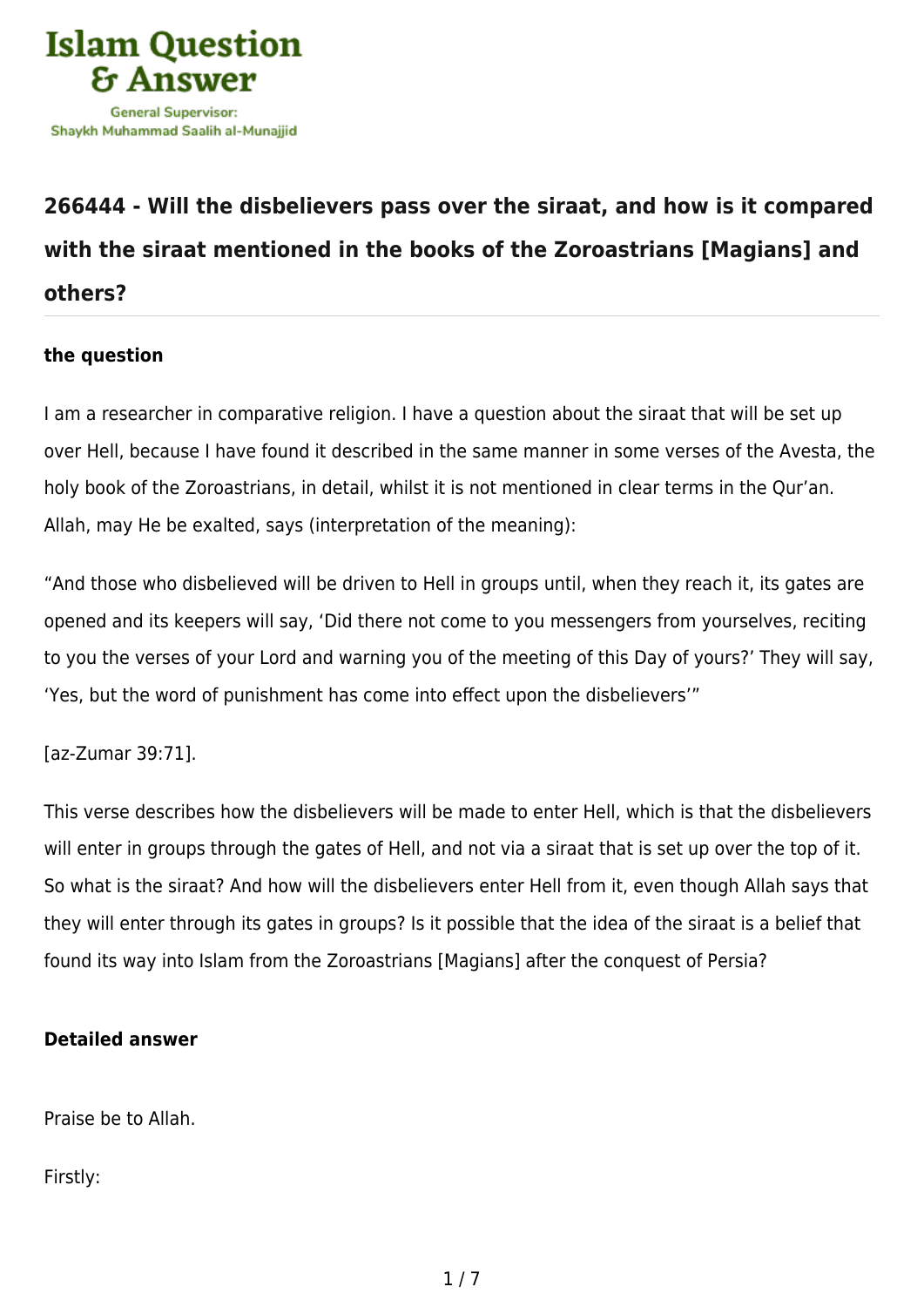# 266444 - Will the disbelievers pass over the siraat, and how is it compared with the siraat mentioned in the books of the Zoroastrians [Magians] and others?

### the question

I am a researcher in comparative religion. I have a question about the siraat that will be set up over Hell, because I have found it described in the same manner in some verses of the Avesta, the holy book of the Zoroastrians, in detail, whilst it is not mentioned in clear terms in the Qur'an. Allah, may He be exalted, says (interpretation of the meaning):

"And those who disbelieved will be driven to Hell in groups until, when they reach it, its gates are opened and its keepers will say, 'Did there not come to you messengers from yourselves, reciting to you the verses of your Lord and warning you of the meeting of this Day of yours?' They will say, 'Yes, but the word of punishment has come into effect upon the disbelievers'"

[az-Zumar 39:71].

This verse describes how the disbelievers will be made to enter Hell, which is that the disbelievers will enter in groups through the gates of Hell, and not via a siraat that is set up over the top of it. So what is the siraat? And how will the disbelievers enter Hell from it, even though Allah says that they will enter through its gates in groups? Is it possible that the idea of the siraat is a belief that found its way into Islam from the Zoroastrians [Magians] after the conquest of Persia?

### Detailed answer

Praise be to Allah.

Firstly: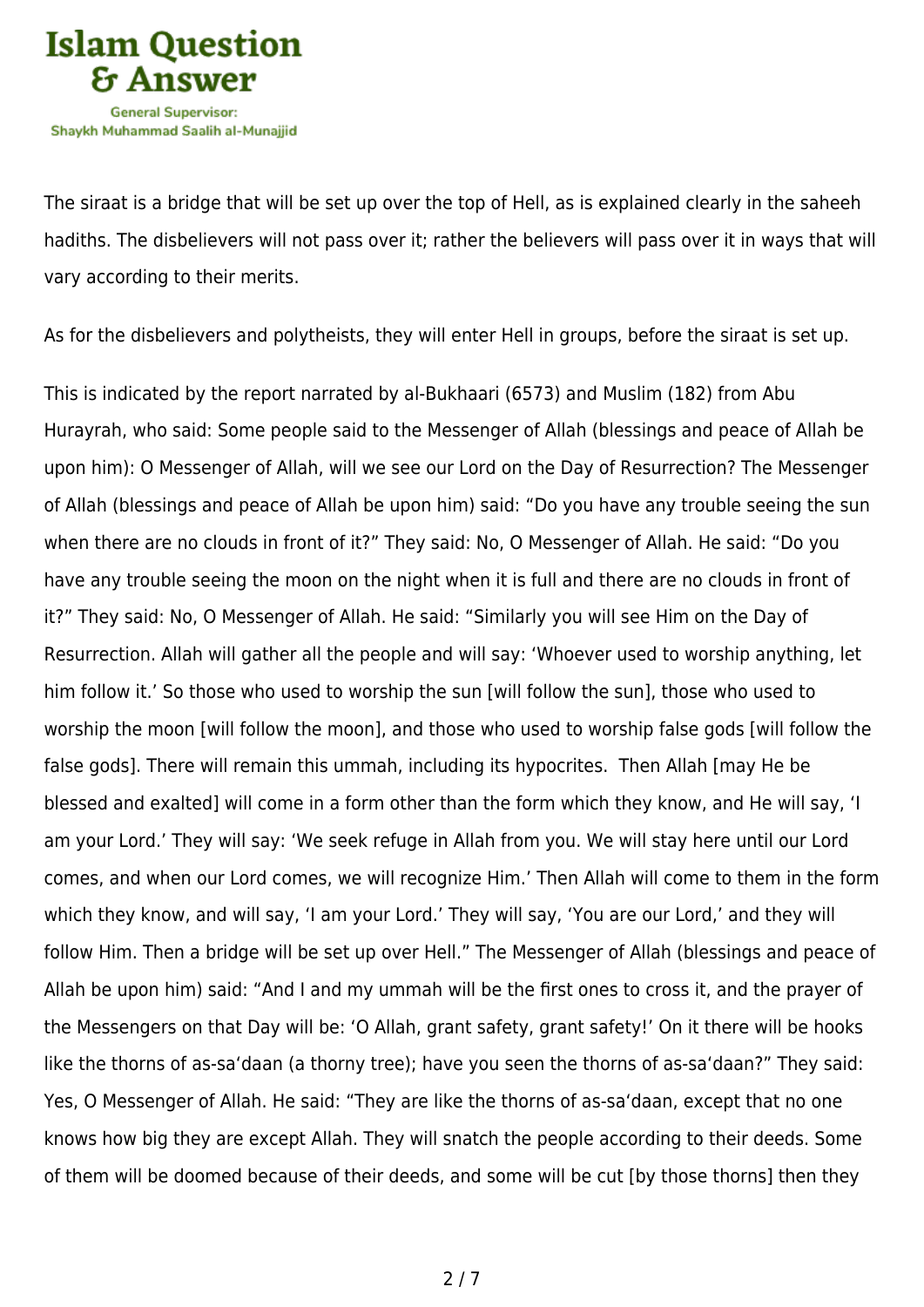The siraat is a bridge that will be set up over the top of Hell, as is explained clearly in the saheeh hadiths. The disbelievers will not pass over it; rather the believers will pass over it in ways that will vary according to their merits.

As for the disbelievers and polytheists, they will enter Hell in groups, before the siraat is set up.

This is indicated by the report narrated by al-Bukhaari (6573) and Muslim (182) from Abu Hurayrah, who said: Some people said to the Messenger of Allah (blessings and peace of Allah be upon him): O Messenger of Allah, will we see our Lord on the Day of Resurrection? The Messenger of Allah (blessings and peace of Allah be upon him) said: "Do you have any trouble seeing the sun when there are no clouds in front of it?" They said: No, O Messenger of Allah. He said: "Do you have any trouble seeing the moon on the night when it is full and there are no clouds in front of it?" They said: No, O Messenger of Allah. He said: "Similarly you will see Him on the Day of Resurrection. Allah will gather all the people and will say: 'Whoever used to worship anything, let him follow it.' So those who used to worship the sun [will follow the sun], those who used to worship the moon [will follow the moon], and those who used to worship false gods [will follow the false gods]. There will remain this ummah, including its hypocrites. Then Allah [may He be blessed and exalted] will come in a form other than the form which they know, and He will say, 'I am your Lord.' They will say: 'We seek refuge in Allah from you. We will stay here until our Lord comes, and when our Lord comes, we will recognize Him.' Then Allah will come to them in the form which they know, and will say, 'I am your Lord.' They will say, 'You are our Lord,' and they will follow Him. Then a bridge will be set up over Hell." The Messenger of Allah (blessings and peace of Allah be upon him) said: "And I and my ummah will be the first ones to cross it, and the prayer of the Messengers on that Day will be: 'O Allah, grant safety, grant safety!' On it there will be hooks like the thorns of as-sa'daan (a thorny tree); have you seen the thorns of as-sa'daan?" They said: Yes, O Messenger of Allah. He said: "They are like the thorns of as-sa'daan, except that no one knows how big they are except Allah. They will snatch the people according to their deeds. Some of them will be doomed because of their deeds, and some will be cut [by those thorns] then they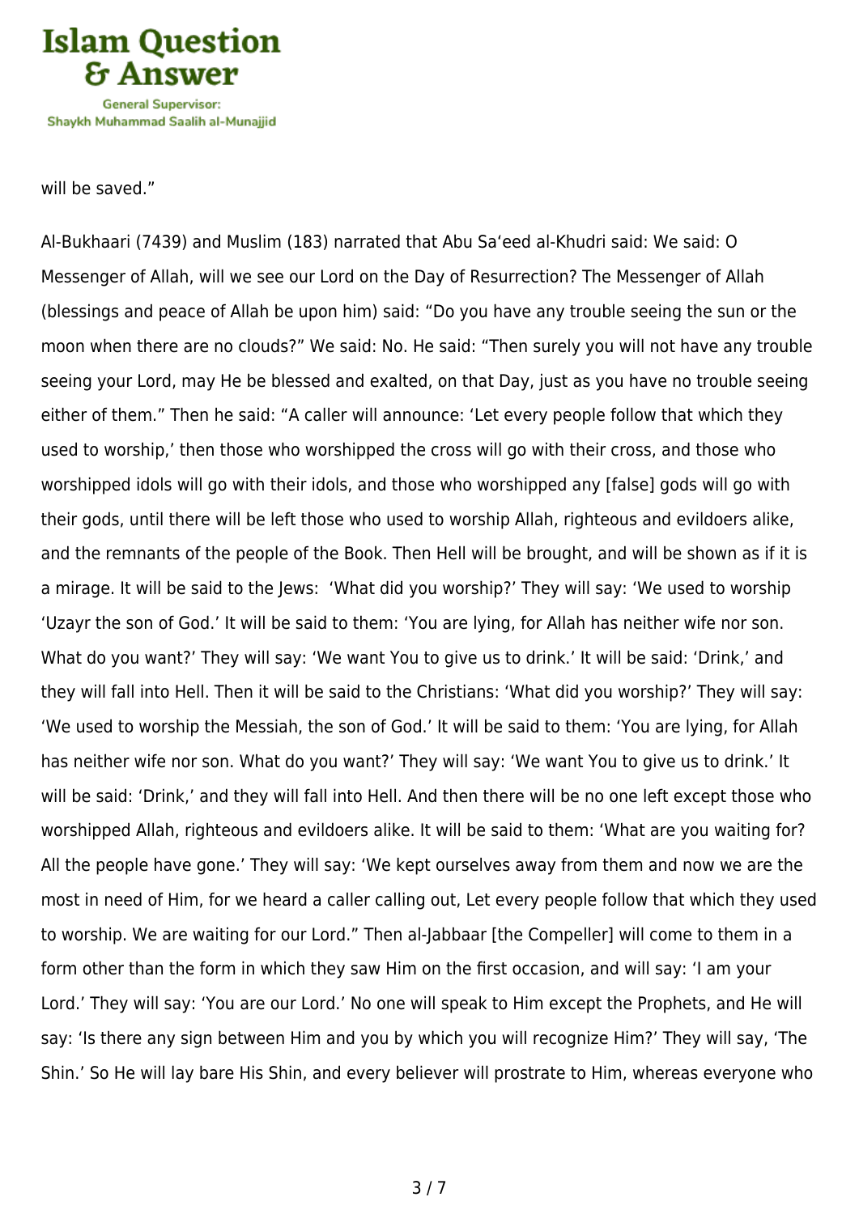will be saved."

Al-Bukhaari (7439) and Muslim (183) narrated that Abu Sa'eed al-Khudri said: We said: O Messenger of Allah, will we see our Lord on the Day of Resurrection? The Messenger of Allah (blessings and peace of Allah be upon him) said: "Do you have any trouble seeing the sun or the moon when there are no clouds?" We said: No. He said: "Then surely you will not have any trouble seeing your Lord, may He be blessed and exalted, on that Day, just as you have no trouble seeing either of them." Then he said: "A caller will announce: 'Let every people follow that which they used to worship,' then those who worshipped the cross will go with their cross, and those who worshipped idols will go with their idols, and those who worshipped any [false] gods will go with their gods, until there will be left those who used to worship Allah, righteous and evildoers alike, and the remnants of the people of the Book. Then Hell will be brought, and will be shown as if it is a mirage. It will be said to the Jews: 'What did you worship?' They will say: 'We used to worship 'Uzayr the son of God.' It will be said to them: 'You are lying, for Allah has neither wife nor son. What do you want?' They will say: 'We want You to give us to drink.' It will be said: 'Drink,' and they will fall into Hell. Then it will be said to the Christians: 'What did you worship?' They will say: 'We used to worship the Messiah, the son of God.' It will be said to them: 'You are lying, for Allah has neither wife nor son. What do you want?' They will say: 'We want You to give us to drink.' It will be said: 'Drink,' and they will fall into Hell. And then there will be no one left except those who worshipped Allah, righteous and evildoers alike. It will be said to them: 'What are you waiting for? All the people have gone.' They will say: 'We kept ourselves away from them and now we are the most in need of Him, for we heard a caller calling out, Let every people follow that which they used to worship. We are waiting for our Lord." Then al-Jabbaar [the Compeller] will come to them in a form other than the form in which they saw Him on the first occasion, and will say: 'I am your Lord.' They will say: 'You are our Lord.' No one will speak to Him except the Prophets, and He will say: 'Is there any sign between Him and you by which you will recognize Him?' They will say, 'The Shin.' So He will lay bare His Shin, and every believer will prostrate to Him, whereas everyone who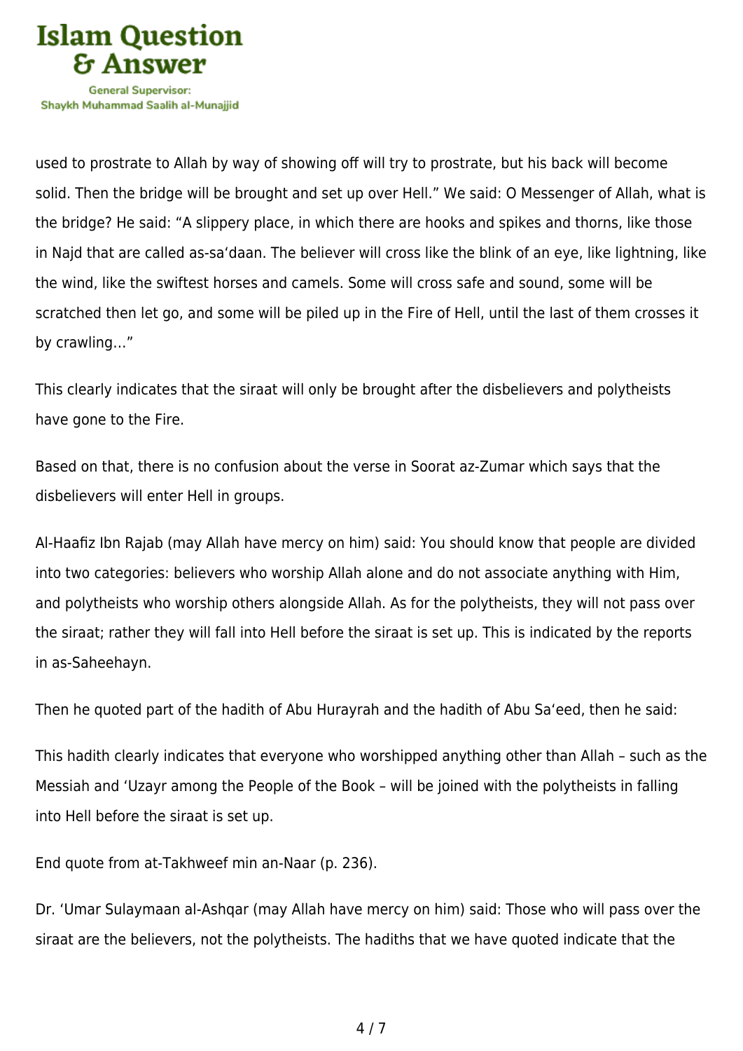used to prostrate to Allah by way of showing off will try to prostrate, but his back will become solid. Then the bridge will be brought and set up over Hell." We said: O Messenger of Allah, what is the bridge? He said: "A slippery place, in which there are hooks and spikes and thorns, like those in Najd that are called as-sa'daan. The believer will cross like the blink of an eye, like lightning, like the wind, like the swiftest horses and camels. Some will cross safe and sound, some will be scratched then let go, and some will be piled up in the Fire of Hell, until the last of them crosses it by crawling…"

This clearly indicates that the siraat will only be brought after the disbelievers and polytheists have gone to the Fire.

Based on that, there is no confusion about the verse in Soorat az-Zumar which says that the disbelievers will enter Hell in groups.

Al-Haafiz Ibn Rajab (may Allah have mercy on him) said: You should know that people are divided into two categories: believers who worship Allah alone and do not associate anything with Him, and polytheists who worship others alongside Allah. As for the polytheists, they will not pass over the siraat; rather they will fall into Hell before the siraat is set up. This is indicated by the reports in as-Saheehayn.

Then he quoted part of the hadith of Abu Hurayrah and the hadith of Abu Sa'eed, then he said:

This hadith clearly indicates that everyone who worshipped anything other than Allah – such as the Messiah and 'Uzayr among the People of the Book – will be joined with the polytheists in falling into Hell before the siraat is set up.

End quote from at-Takhweef min an-Naar (p. 236).

Dr. 'Umar Sulaymaan al-Ashqar (may Allah have mercy on him) said: Those who will pass over the siraat are the believers, not the polytheists. The hadiths that we have quoted indicate that the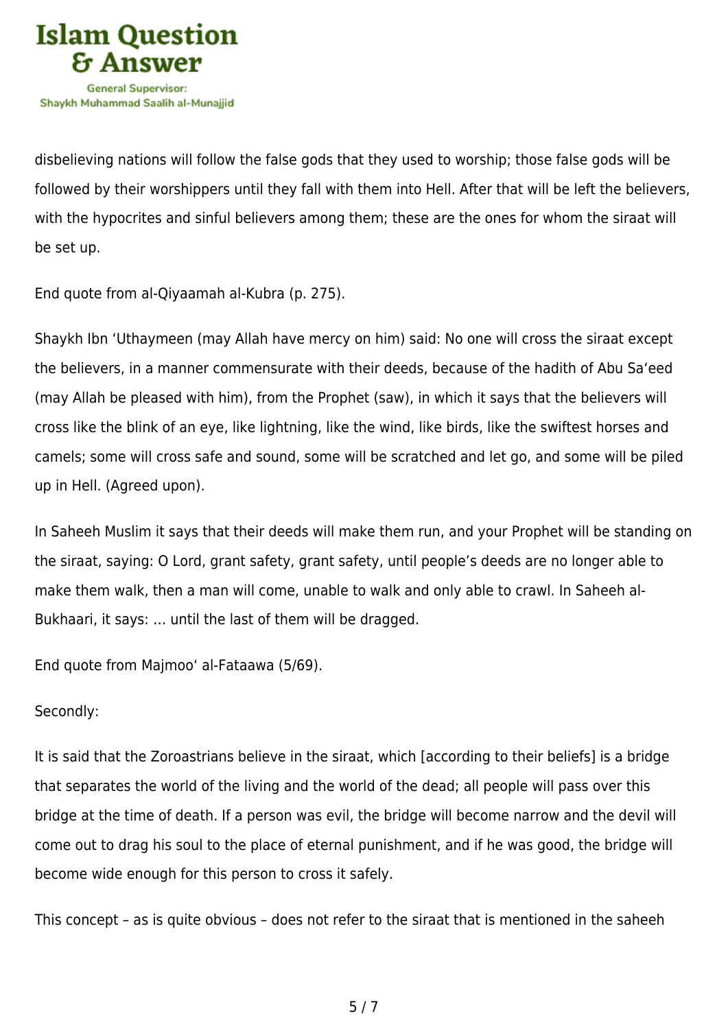disbelieving nations will follow the false gods that they used to worship; those false gods will be followed by their worshippers until they fall with them into Hell. After that will be left the believers, with the hypocrites and sinful believers among them; these are the ones for whom the siraat will be set up.

End quote from al-Qiyaamah al-Kubra (p. 275).

Shaykh Ibn ‘Uthaymeen (may Allah have mercy on him) said: No one will cross the siraat except the believers, in a manner commensurate with their deeds, because of the hadith of Abu Sa‘eed (may Allah be pleased with him), from the Prophet (saw), in which it says that the believers will cross like the blink of an eye, like lightning, like the wind, like birds, like the swiftest horses and camels; some will cross safe and sound, some will be scratched and let go, and some will be piled up in Hell. (Agreed upon).

In Saheeh Muslim it says that their deeds will make them run, and your Prophet will be standing on the siraat, saying: O Lord, grant safety, grant safety, until people’s deeds are no longer able to make them walk, then a man will come, unable to walk and only able to crawl. In Saheeh al-Bukhaari, it says: … until the last of them will be dragged.

End quote from Majmoo‘ al-Fataawa (5/69).

Secondly:

It is said that the Zoroastrians believe in the siraat, which [according to their beliefs] is a bridge that separates the world of the living and the world of the dead; all people will pass over this bridge at the time of death. If a person was evil, the bridge will become narrow and the devil will come out to drag his soul to the place of eternal punishment, and if he was good, the bridge will become wide enough for this person to cross it safely.

This concept – as is quite obvious – does not refer to the siraat that is mentioned in the saheeh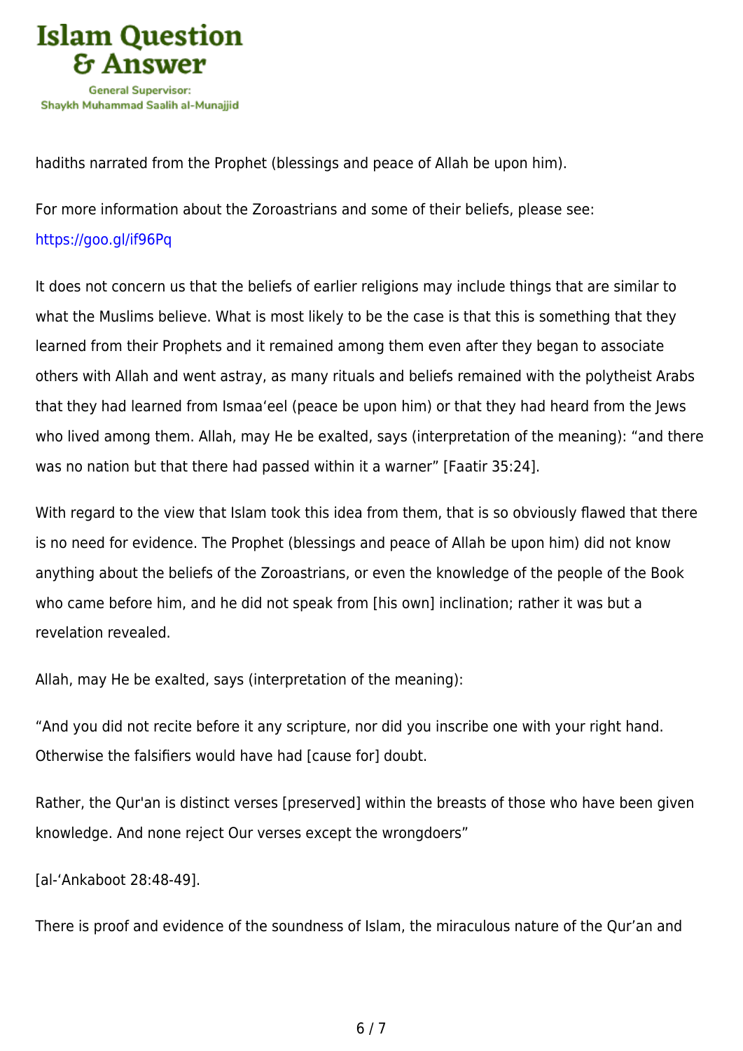hadiths narrated from the Prophet (blessings and peace of Allah be upon him).

For more information about the Zoroastrians and some of their beliefs, please see: https://goo.gl/if96Pq

It does not concern us that the beliefs of earlier religions may include things that are similar to what the Muslims believe. What is most likely to be the case is that this is something that they learned from their Prophets and it remained among them even after they began to associate others with Allah and went astray, as many rituals and beliefs remained with the polytheist Arabs that they had learned from Ismaa'eel (peace be upon him) or that they had heard from the Jews who lived among them. Allah, may He be exalted, says (interpretation of the meaning): "and there was no nation but that there had passed within it a warner" [Faatir 35:24].

With regard to the view that Islam took this idea from them, that is so obviously flawed that there is no need for evidence. The Prophet (blessings and peace of Allah be upon him) did not know anything about the beliefs of the Zoroastrians, or even the knowledge of the people of the Book who came before him, and he did not speak from [his own] inclination; rather it was but a revelation revealed.

Allah, may He be exalted, says (interpretation of the meaning):

"And you did not recite before it any scripture, nor did you inscribe one with your right hand. Otherwise the falsifiers would have had [cause for] doubt.

Rather, the Qur'an is distinct verses [preserved] within the breasts of those who have been given knowledge. And none reject Our verses except the wrongdoers"

[al-'Ankaboot 28:48-49].

There is proof and evidence of the soundness of Islam, the miraculous nature of the Qur'an and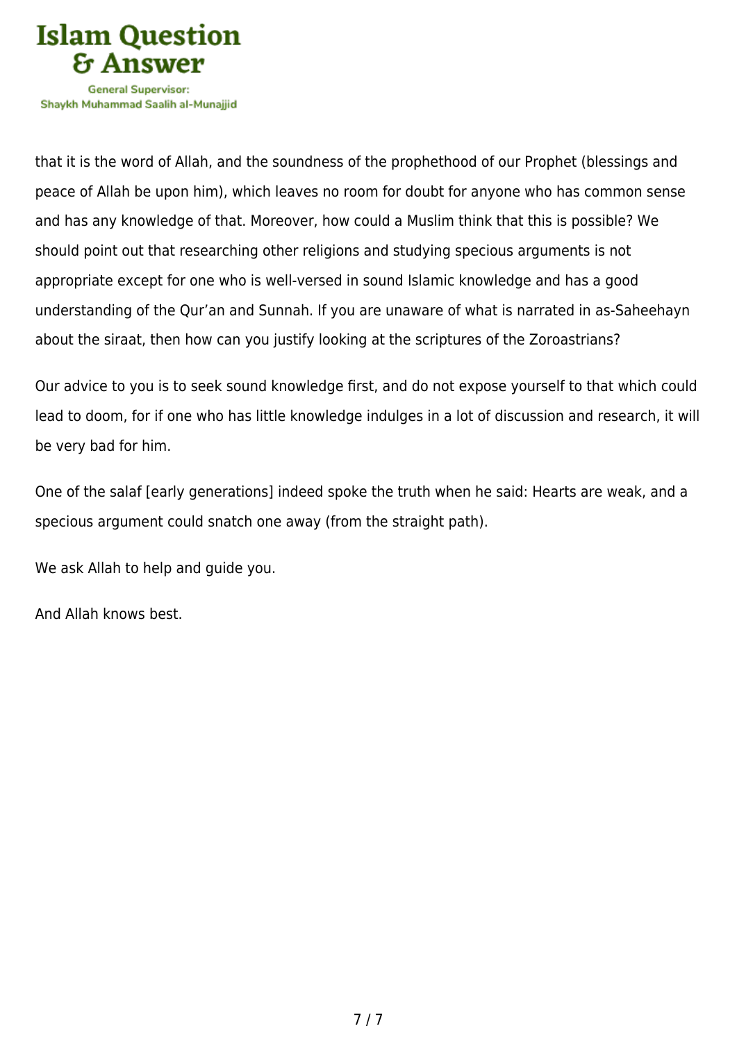that it is the word of Allah, and the soundness of the prophethood of our Prophet (blessings and peace of Allah be upon him), which leaves no room for doubt for anyone who has common sense and has any knowledge of that. Moreover, how could a Muslim think that this is possible? We should point out that researching other religions and studying specious arguments is not appropriate except for one who is well-versed in sound Islamic knowledge and has a good understanding of the Qur'an and Sunnah. If you are unaware of what is narrated in as-Saheehayn about the siraat, then how can you justify looking at the scriptures of the Zoroastrians?

Our advice to you is to seek sound knowledge first, and do not expose yourself to that which could lead to doom, for if one who has little knowledge indulges in a lot of discussion and research, it will be very bad for him.

One of the salaf [early generations] indeed spoke the truth when he said: Hearts are weak, and a specious argument could snatch one away (from the straight path).

We ask Allah to help and guide you.

And Allah knows best.